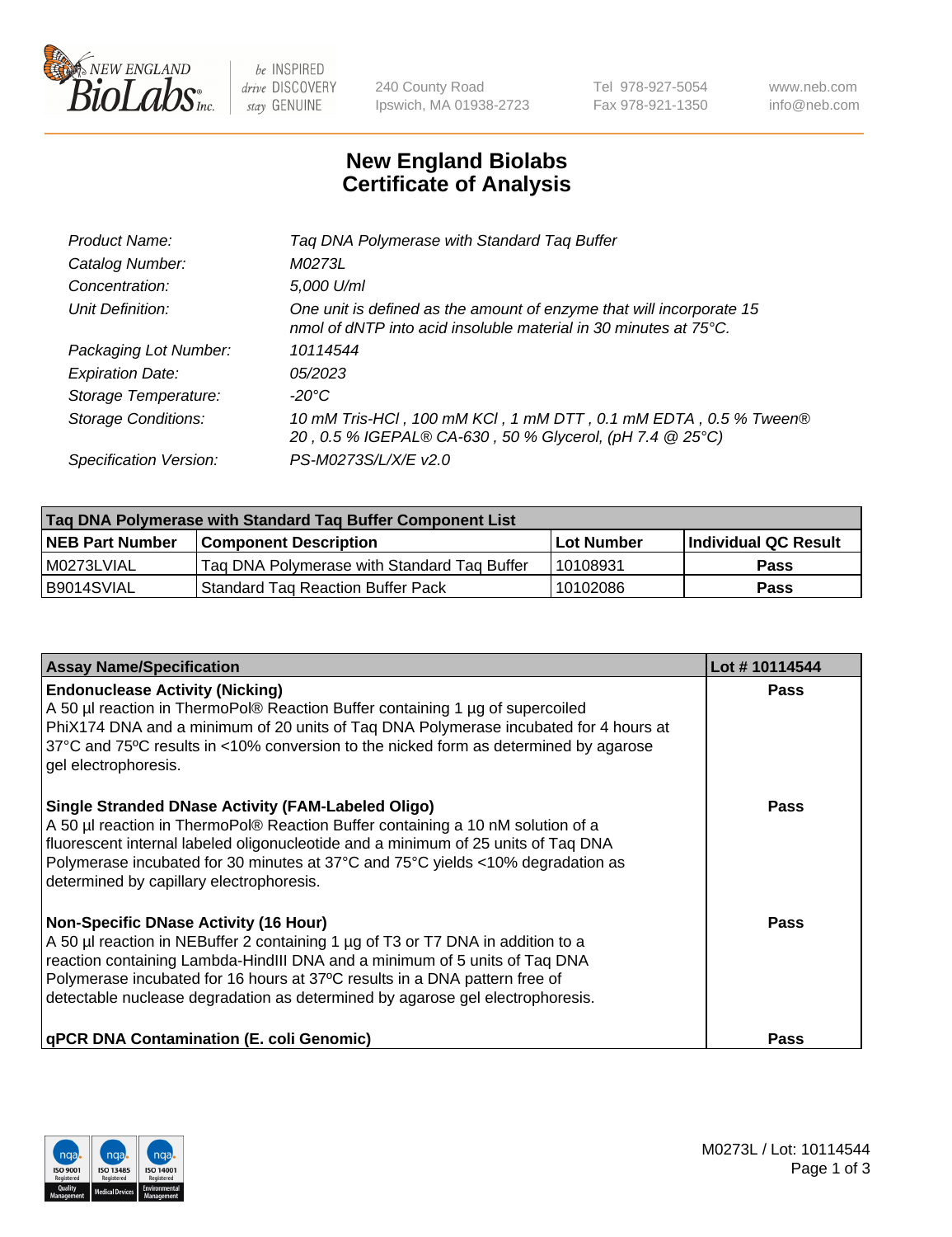# New England Biolabs
# Certificate of Analysis

| | |
|---|---|
| *Product Name:* | *Taq DNA Polymerase with Standard Taq Buffer* |
| *Catalog Number:* | *M0273L* |
| *Concentration:* | *5,000 U/ml* |
| *Unit Definition:* | *One unit is defined as the amount of enzyme that will incorporate 15 nmol of dNTP into acid insoluble material in 30 minutes at 75°C.* |
| *Packaging Lot Number:* | *10114544* |
| *Expiration Date:* | *05/2023* |
| *Storage Temperature:* | *-20°C* |
| *Storage Conditions:* | *10 mM Tris-HCl , 100 mM KCl , 1 mM DTT , 0.1 mM EDTA , 0.5 % Tween® 20 , 0.5 % IGEPAL® CA-630 , 50 % Glycerol, (pH 7.4 @ 25°C)* |
| *Specification Version:* | *PS-M0273S/L/X/E v2.0* |

| Taq DNA Polymerase with Standard Taq Buffer Component List | | | |
|---|---|---|---|
| **NEB Part Number** | **Component Description** | **Lot Number** | **Individual QC Result** |
| M0273LVIAL | Taq DNA Polymerase with Standard Taq Buffer | 10108931 | **Pass** |
| B9014SVIAL | Standard Taq Reaction Buffer Pack | 10102086 | **Pass** |

| Assay Name/Specification | Lot # 10114544 |
|---|---|
| **Endonuclease Activity (Nicking)**<br>A 50 µl reaction in ThermoPol® Reaction Buffer containing 1 µg of supercoiled PhiX174 DNA and a minimum of 20 units of Taq DNA Polymerase incubated for 4 hours at 37°C and 75°C results in <10% conversion to the nicked form as determined by agarose gel electrophoresis. | **Pass** |
| **Single Stranded DNase Activity (FAM-Labeled Oligo)**<br>A 50 µl reaction in ThermoPol® Reaction Buffer containing a 10 nM solution of a fluorescent internal labeled oligonucleotide and a minimum of 25 units of Taq DNA Polymerase incubated for 30 minutes at 37°C and 75°C yields <10% degradation as determined by capillary electrophoresis. | **Pass** |
| **Non-Specific DNase Activity (16 Hour)**<br>A 50 µl reaction in NEBuffer 2 containing 1 µg of T3 or T7 DNA in addition to a reaction containing Lambda-HindIII DNA and a minimum of 5 units of Taq DNA Polymerase incubated for 16 hours at 37ºC results in a DNA pattern free of detectable nuclease degradation as determined by agarose gel electrophoresis. | **Pass** |
| **qPCR DNA Contamination (E. coli Genomic)** | **Pass** |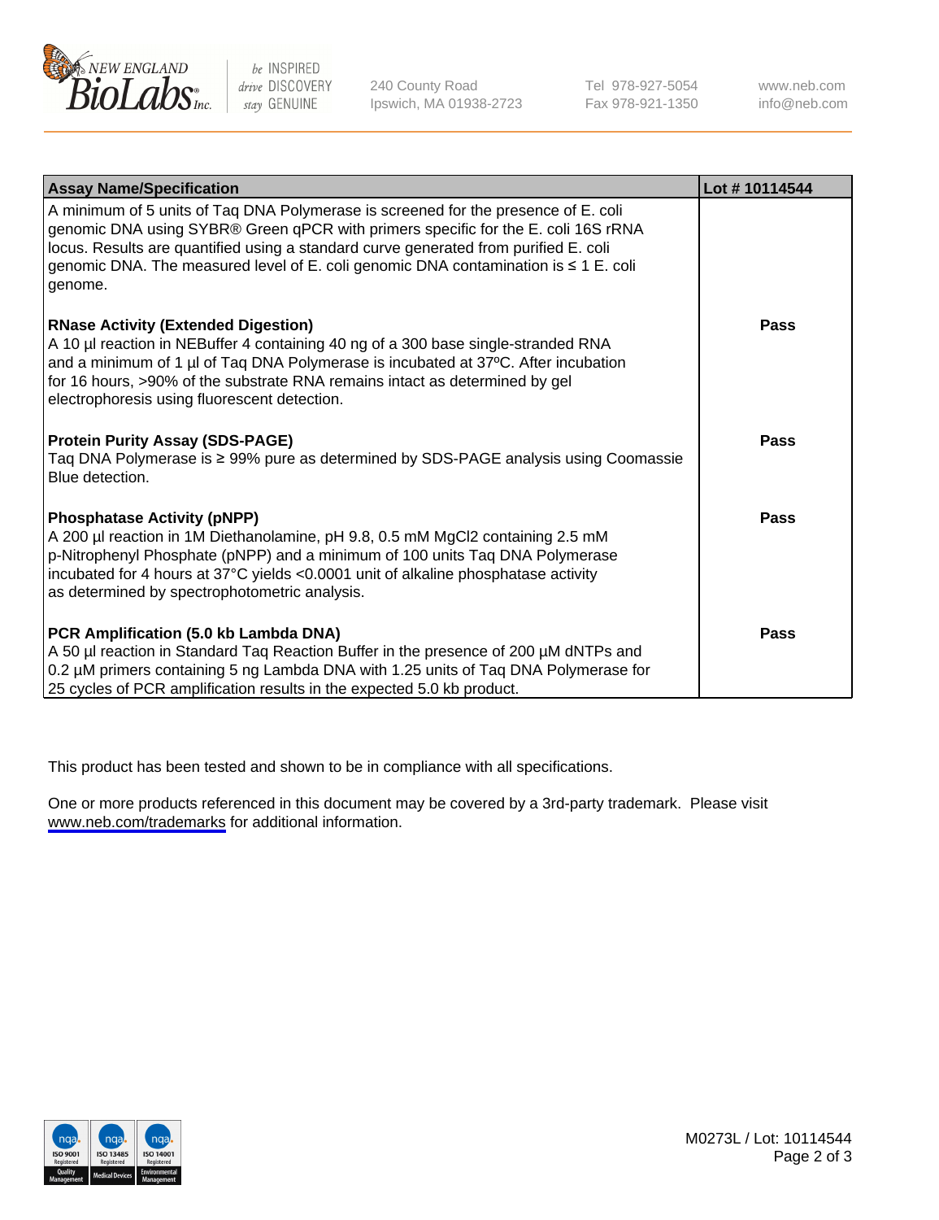| Assay Name/Specification | Lot # 10114544 |
| --- | --- |
| A minimum of 5 units of Taq DNA Polymerase is screened for the presence of E. coli genomic DNA using SYBR® Green qPCR with primers specific for the E. coli 16S rRNA locus. Results are quantified using a standard curve generated from purified E. coli genomic DNA. The measured level of E. coli genomic DNA contamination is ≤ 1 E. coli genome. | |
| **RNase Activity (Extended Digestion)**<br>A 10 µl reaction in NEBuffer 4 containing 40 ng of a 300 base single-stranded RNA and a minimum of 1 µl of Taq DNA Polymerase is incubated at 37ºC. After incubation for 16 hours, >90% of the substrate RNA remains intact as determined by gel electrophoresis using fluorescent detection. | **Pass** |
| **Protein Purity Assay (SDS-PAGE)**<br>Taq DNA Polymerase is ≥ 99% pure as determined by SDS-PAGE analysis using Coomassie Blue detection. | **Pass** |
| **Phosphatase Activity (pNPP)**<br>A 200 µl reaction in 1M Diethanolamine, pH 9.8, 0.5 mM $MgCl_2$ containing 2.5 mM p-Nitrophenyl Phosphate (pNPP) and a minimum of 100 units Taq DNA Polymerase incubated for 4 hours at 37°C yields <0.0001 unit of alkaline phosphatase activity as determined by spectrophotometric analysis. | **Pass** |
| **PCR Amplification (5.0 kb Lambda DNA)**<br>A 50 µl reaction in Standard Taq Reaction Buffer in the presence of 200 µM dNTPs and 0.2 µM primers containing 5 ng Lambda DNA with 1.25 units of Taq DNA Polymerase for 25 cycles of PCR amplification results in the expected 5.0 kb product. | **Pass** |

This product has been tested and shown to be in compliance with all specifications.

One or more products referenced in this document may be covered by a 3rd-party trademark. Please visit www.neb.com/trademarks for additional information.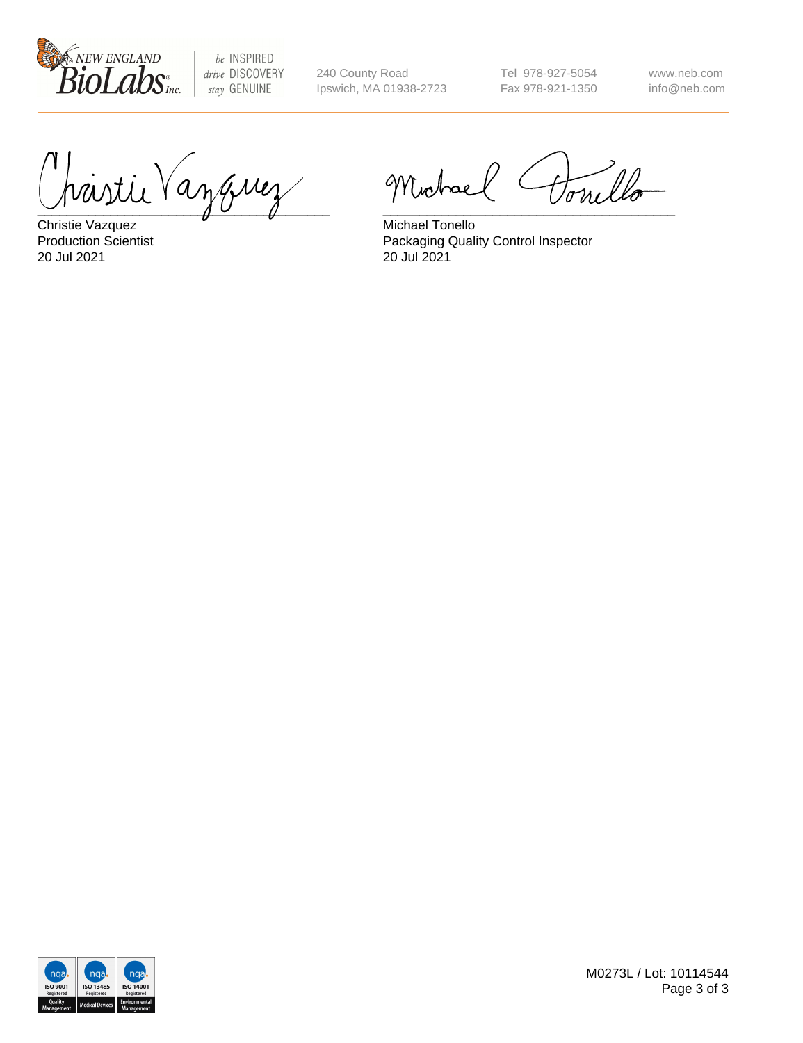NEW ENGLAND BioLabs Inc. | be INSPIRED drive DISCOVERY stay GENUINE | 240 County Road Ipswich, MA 01938-2723 | Tel 978-927-5054 Fax 978-921-1350 | www.neb.com info@neb.com

Christie Vazquez
Production Scientist
20 Jul 2021

Michael Tonello
Packaging Quality Control Inspector
20 Jul 2021

M0273L / Lot: 10114544